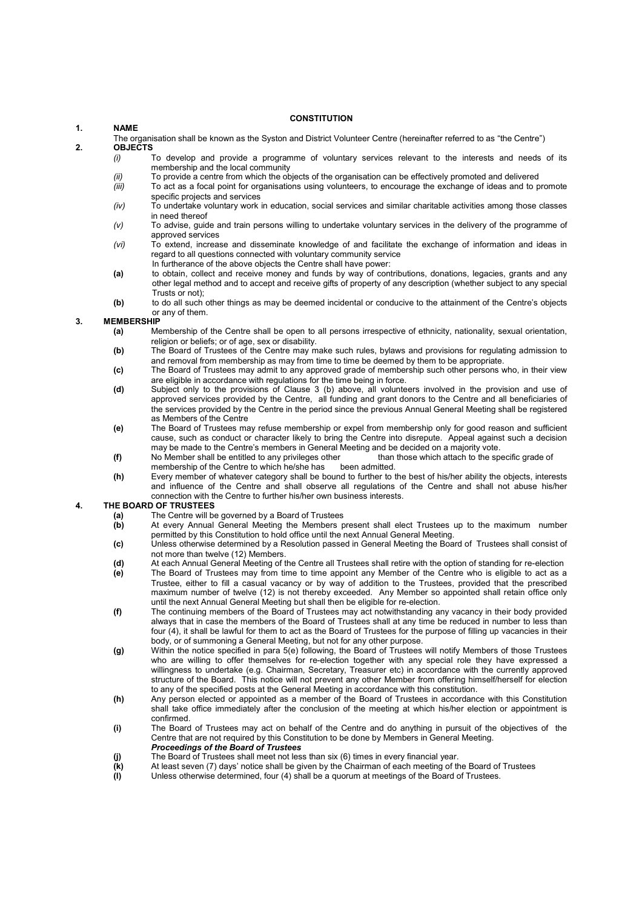# CONSTITUTION

## 1. NAME

The organisation shall be known as the Syston and District Volunteer Centre (hereinafter referred to as "the Centre")

## 2. OBJECTS

*(i)* To develop and provide a programme of voluntary services relevant to the interests and needs of its membership and the local community

*(ii)* To provide a centre from which the objects of the organisation can be effectively promoted and delivered

*(iii)* To act as a focal point for organisations using volunteers, to encourage the exchange of ideas and to promote specific projects and services

*(iv)* To undertake voluntary work in education, social services and similar charitable activities among those classes in need thereof

*(v)* To advise, guide and train persons willing to undertake voluntary services in the delivery of the programme of approved services

*(vi)* To extend, increase and disseminate knowledge of and facilitate the exchange of information and ideas in regard to all questions connected with voluntary community service

In furtherance of the above objects the Centre shall have power:

**(a)** to obtain, collect and receive money and funds by way of contributions, donations, legacies, grants and any other legal method and to accept and receive gifts of property of any description (whether subject to any special Trusts or not);

**(b)** to do all such other things as may be deemed incidental or conducive to the attainment of the Centre's objects or any of them.

## 3. MEMBERSHIP

**(a)** Membership of the Centre shall be open to all persons irrespective of ethnicity, nationality, sexual orientation, religion or beliefs; or of age, sex or disability.

**(b)** The Board of Trustees of the Centre may make such rules, bylaws and provisions for regulating admission to and removal from membership as may from time to time be deemed by them to be appropriate.

**(c)** The Board of Trustees may admit to any approved grade of membership such other persons who, in their view are eligible in accordance with regulations for the time being in force.

**(d)** Subject only to the provisions of Clause 3 (b) above, all volunteers involved in the provision and use of approved services provided by the Centre, all funding and grant donors to the Centre and all beneficiaries of the services provided by the Centre in the period since the previous Annual General Meeting shall be registered as Members of the Centre

**(e)** The Board of Trustees may refuse membership or expel from membership only for good reason and sufficient cause, such as conduct or character likely to bring the Centre into disrepute. Appeal against such a decision may be made to the Centre's members in General Meeting and be decided on a majority vote.

**(f)** No Member shall be entitled to any privileges other than those which attach to the specific grade of membership of the Centre to which he/she has been admitted.

**(h)** Every member of whatever category shall be bound to further to the best of his/her ability the objects, interests and influence of the Centre and shall observe all regulations of the Centre and shall not abuse his/her connection with the Centre to further his/her own business interests.

## 4. THE BOARD OF TRUSTEES

**(a)** The Centre will be governed by a Board of Trustees

**(b)** At every Annual General Meeting the Members present shall elect Trustees up to the maximum number permitted by this Constitution to hold office until the next Annual General Meeting.

**(c)** Unless otherwise determined by a Resolution passed in General Meeting the Board of Trustees shall consist of not more than twelve (12) Members.

**(d)** At each Annual General Meeting of the Centre all Trustees shall retire with the option of standing for re-election

**(e)** The Board of Trustees may from time to time appoint any Member of the Centre who is eligible to act as a Trustee, either to fill a casual vacancy or by way of addition to the Trustees, provided that the prescribed maximum number of twelve (12) is not thereby exceeded. Any Member so appointed shall retain office only until the next Annual General Meeting but shall then be eligible for re-election.

**(f)** The continuing members of the Board of Trustees may act notwithstanding any vacancy in their body provided always that in case the members of the Board of Trustees shall at any time be reduced in number to less than four (4), it shall be lawful for them to act as the Board of Trustees for the purpose of filling up vacancies in their body, or of summoning a General Meeting, but not for any other purpose.

**(g)** Within the notice specified in para 5(e) following, the Board of Trustees will notify Members of those Trustees who are willing to offer themselves for re-election together with any special role they have expressed a willingness to undertake (e.g. Chairman, Secretary, Treasurer etc) in accordance with the currently approved structure of the Board. This notice will not prevent any other Member from offering himself/herself for election to any of the specified posts at the General Meeting in accordance with this constitution.

**(h)** Any person elected or appointed as a member of the Board of Trustees in accordance with this Constitution shall take office immediately after the conclusion of the meeting at which his/her election or appointment is confirmed.

**(i)** The Board of Trustees may act on behalf of the Centre and do anything in pursuit of the objectives of the Centre that are not required by this Constitution to be done by Members in General Meeting.

***Proceedings of the Board of Trustees***

**(j)** The Board of Trustees shall meet not less than six (6) times in every financial year.

**(k)** At least seven (7) days' notice shall be given by the Chairman of each meeting of the Board of Trustees

**(l)** Unless otherwise determined, four (4) shall be a quorum at meetings of the Board of Trustees.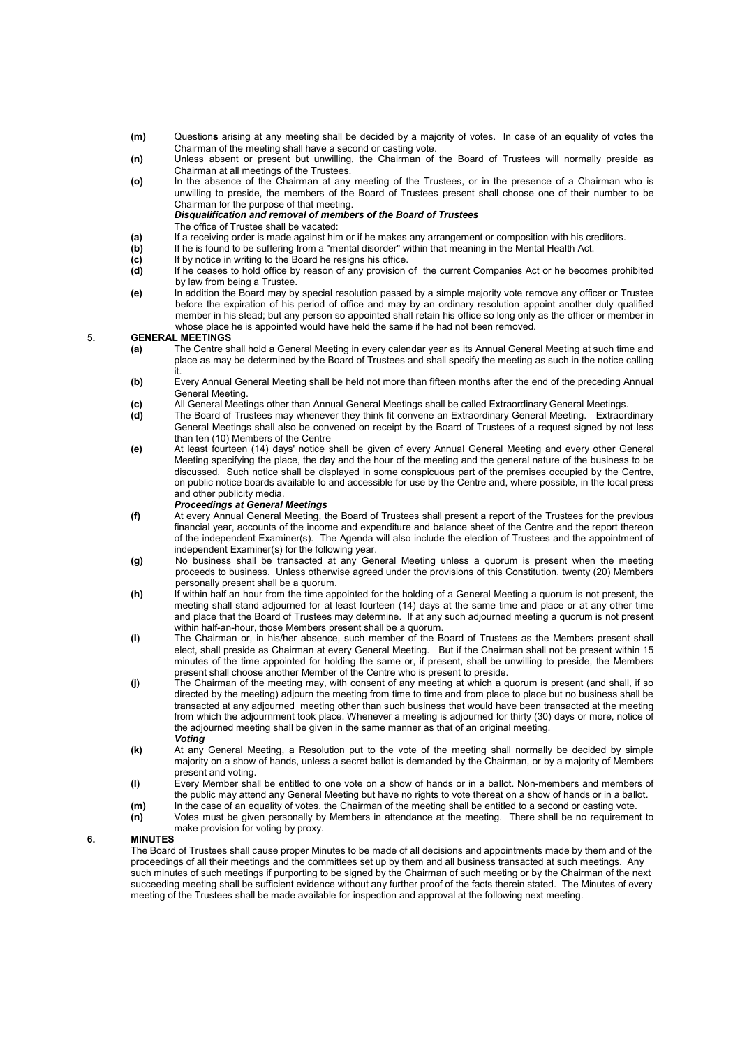- **(m)** Questions arising at any meeting shall be decided by a majority of votes. In case of an equality of votes the Chairman of the meeting shall have a second or casting vote.
- **(n)** Unless absent or present but unwilling, the Chairman of the Board of Trustees will normally preside as Chairman at all meetings of the Trustees.
- **(o)** In the absence of the Chairman at any meeting of the Trustees, or in the presence of a Chairman who is unwilling to preside, the members of the Board of Trustees present shall choose one of their number to be Chairman for the purpose of that meeting.

***Disqualification and removal of members of the Board of Trustees***

The office of Trustee shall be vacated:

- **(a)** If a receiving order is made against him or if he makes any arrangement or composition with his creditors.
- **(b)** If he is found to be suffering from a "mental disorder" within that meaning in the Mental Health Act.
- **(c)** If by notice in writing to the Board he resigns his office.
- **(d)** If he ceases to hold office by reason of any provision of the current Companies Act or he becomes prohibited by law from being a Trustee.
- **(e)** In addition the Board may by special resolution passed by a simple majority vote remove any officer or Trustee before the expiration of his period of office and may by an ordinary resolution appoint another duly qualified member in his stead; but any person so appointed shall retain his office so long only as the officer or member in whose place he is appointed would have held the same if he had not been removed.

## 5. GENERAL MEETINGS

- **(a)** The Centre shall hold a General Meeting in every calendar year as its Annual General Meeting at such time and place as may be determined by the Board of Trustees and shall specify the meeting as such in the notice calling it.
- **(b)** Every Annual General Meeting shall be held not more than fifteen months after the end of the preceding Annual General Meeting.
- **(c)** All General Meetings other than Annual General Meetings shall be called Extraordinary General Meetings.
- **(d)** The Board of Trustees may whenever they think fit convene an Extraordinary General Meeting. Extraordinary General Meetings shall also be convened on receipt by the Board of Trustees of a request signed by not less than ten (10) Members of the Centre
- **(e)** At least fourteen (14) days' notice shall be given of every Annual General Meeting and every other General Meeting specifying the place, the day and the hour of the meeting and the general nature of the business to be discussed. Such notice shall be displayed in some conspicuous part of the premises occupied by the Centre, on public notice boards available to and accessible for use by the Centre and, where possible, in the local press and other publicity media.

***Proceedings at General Meetings***

- **(f)** At every Annual General Meeting, the Board of Trustees shall present a report of the Trustees for the previous financial year, accounts of the income and expenditure and balance sheet of the Centre and the report thereon of the independent Examiner(s). The Agenda will also include the election of Trustees and the appointment of independent Examiner(s) for the following year.
- **(g)** No business shall be transacted at any General Meeting unless a quorum is present when the meeting proceeds to business. Unless otherwise agreed under the provisions of this Constitution, twenty (20) Members personally present shall be a quorum.
- **(h)** If within half an hour from the time appointed for the holding of a General Meeting a quorum is not present, the meeting shall stand adjourned for at least fourteen (14) days at the same time and place or at any other time and place that the Board of Trustees may determine. If at any such adjourned meeting a quorum is not present within half-an-hour, those Members present shall be a quorum.
- **(I)** The Chairman or, in his/her absence, such member of the Board of Trustees as the Members present shall elect, shall preside as Chairman at every General Meeting. But if the Chairman shall not be present within 15 minutes of the time appointed for holding the same or, if present, shall be unwilling to preside, the Members present shall choose another Member of the Centre who is present to preside.
- **(j)** The Chairman of the meeting may, with consent of any meeting at which a quorum is present (and shall, if so directed by the meeting) adjourn the meeting from time to time and from place to place but no business shall be transacted at any adjourned meeting other than such business that would have been transacted at the meeting from which the adjournment took place. Whenever a meeting is adjourned for thirty (30) days or more, notice of the adjourned meeting shall be given in the same manner as that of an original meeting.

***Voting***

- **(k)** At any General Meeting, a Resolution put to the vote of the meeting shall normally be decided by simple majority on a show of hands, unless a secret ballot is demanded by the Chairman, or by a majority of Members present and voting.
- **(l)** Every Member shall be entitled to one vote on a show of hands or in a ballot. Non-members and members of the public may attend any General Meeting but have no rights to vote thereat on a show of hands or in a ballot.
- **(m)** In the case of an equality of votes, the Chairman of the meeting shall be entitled to a second or casting vote.
- **(n)** Votes must be given personally by Members in attendance at the meeting. There shall be no requirement to make provision for voting by proxy.

## 6. MINUTES

The Board of Trustees shall cause proper Minutes to be made of all decisions and appointments made by them and of the proceedings of all their meetings and the committees set up by them and all business transacted at such meetings. Any such minutes of such meetings if purporting to be signed by the Chairman of such meeting or by the Chairman of the next succeeding meeting shall be sufficient evidence without any further proof of the facts therein stated. The Minutes of every meeting of the Trustees shall be made available for inspection and approval at the following next meeting.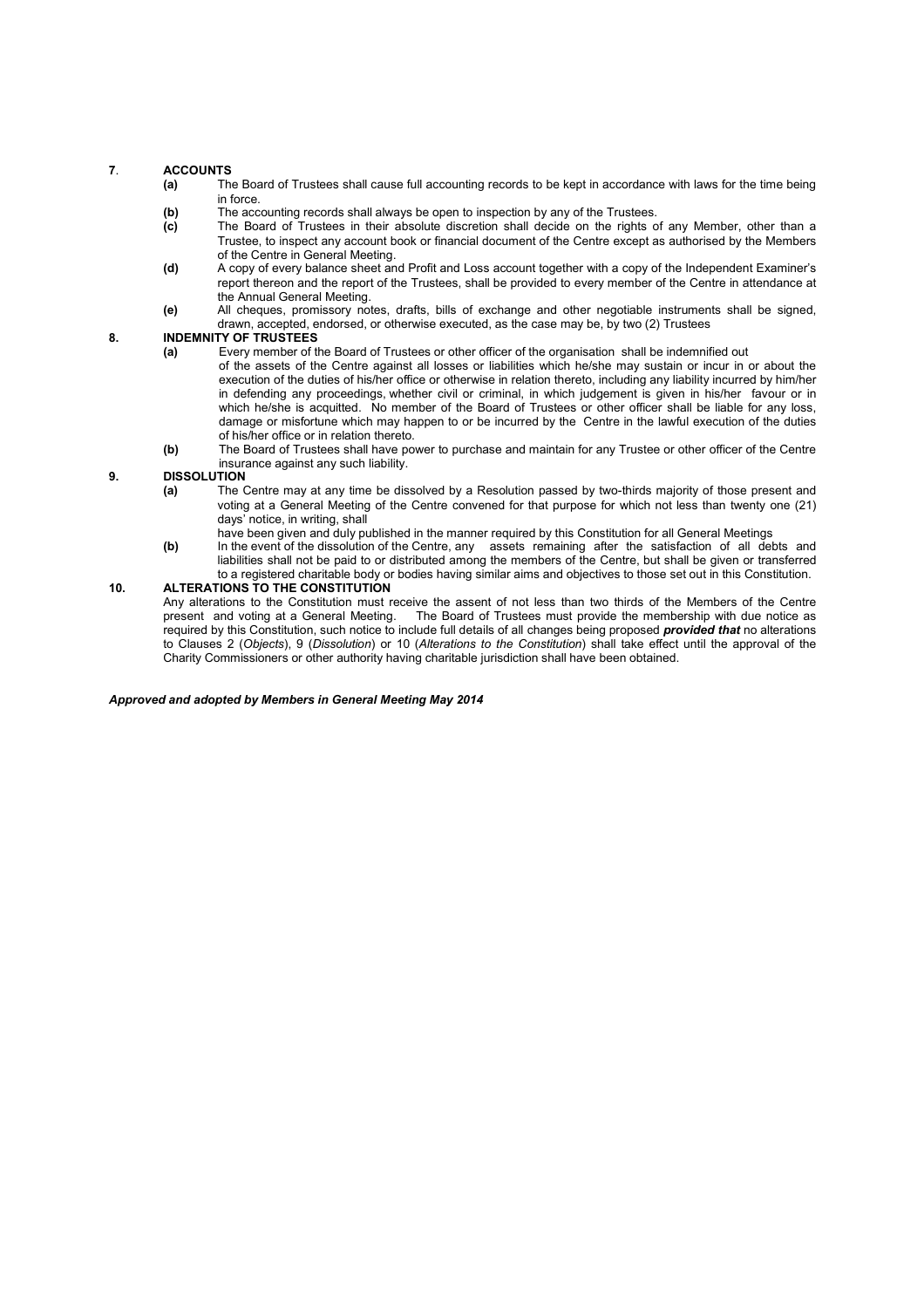## 7. ACCOUNTS

**(a)** The Board of Trustees shall cause full accounting records to be kept in accordance with laws for the time being in force.

**(b)** The accounting records shall always be open to inspection by any of the Trustees.

**(c)** The Board of Trustees in their absolute discretion shall decide on the rights of any Member, other than a Trustee, to inspect any account book or financial document of the Centre except as authorised by the Members of the Centre in General Meeting.

**(d)** A copy of every balance sheet and Profit and Loss account together with a copy of the Independent Examiner's report thereon and the report of the Trustees, shall be provided to every member of the Centre in attendance at the Annual General Meeting.

**(e)** All cheques, promissory notes, drafts, bills of exchange and other negotiable instruments shall be signed, drawn, accepted, endorsed, or otherwise executed, as the case may be, by two (2) Trustees

## 8. INDEMNITY OF TRUSTEES

**(a)** Every member of the Board of Trustees or other officer of the organisation shall be indemnified out of the assets of the Centre against all losses or liabilities which he/she may sustain or incur in or about the execution of the duties of his/her office or otherwise in relation thereto, including any liability incurred by him/her in defending any proceedings, whether civil or criminal, in which judgement is given in his/her favour or in which he/she is acquitted. No member of the Board of Trustees or other officer shall be liable for any loss, damage or misfortune which may happen to or be incurred by the Centre in the lawful execution of the duties of his/her office or in relation thereto.

**(b)** The Board of Trustees shall have power to purchase and maintain for any Trustee or other officer of the Centre insurance against any such liability.

## 9. DISSOLUTION

**(a)** The Centre may at any time be dissolved by a Resolution passed by two-thirds majority of those present and voting at a General Meeting of the Centre convened for that purpose for which not less than twenty one (21) days' notice, in writing, shall have been given and duly published in the manner required by this Constitution for all General Meetings

**(b)** In the event of the dissolution of the Centre, any assets remaining after the satisfaction of all debts and liabilities shall not be paid to or distributed among the members of the Centre, but shall be given or transferred to a registered charitable body or bodies having similar aims and objectives to those set out in this Constitution.

## 10. ALTERATIONS TO THE CONSTITUTION

Any alterations to the Constitution must receive the assent of not less than two thirds of the Members of the Centre present and voting at a General Meeting. The Board of Trustees must provide the membership with due notice as required by this Constitution, such notice to include full details of all changes being proposed ***provided that*** no alterations to Clauses 2 (*Objects*), 9 (*Dissolution*) or 10 (*Alterations to the Constitution*) shall take effect until the approval of the Charity Commissioners or other authority having charitable jurisdiction shall have been obtained.

***Approved and adopted by Members in General Meeting May 2014***